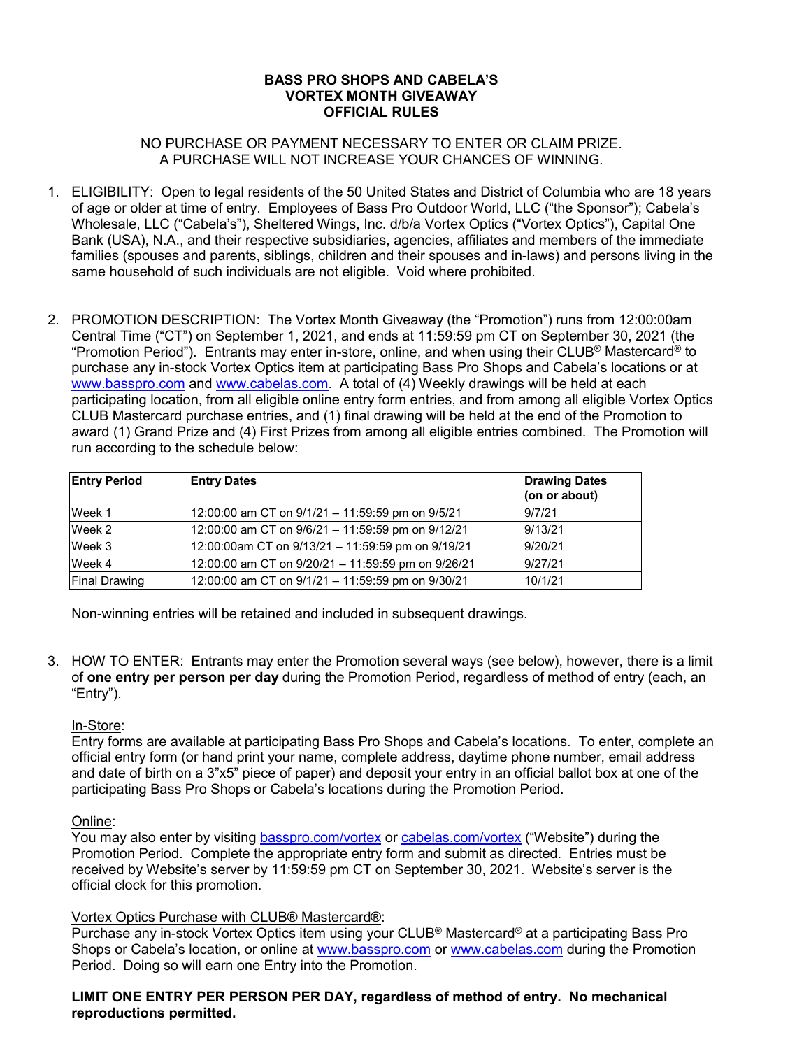# BASS PRO SHOPS AND CABELA'S
# VORTEX MONTH GIVEAWAY
# OFFICIAL RULES

NO PURCHASE OR PAYMENT NECESSARY TO ENTER OR CLAIM PRIZE.
A PURCHASE WILL NOT INCREASE YOUR CHANCES OF WINNING.

1. ELIGIBILITY: Open to legal residents of the 50 United States and District of Columbia who are 18 years of age or older at time of entry. Employees of Bass Pro Outdoor World, LLC ("the Sponsor"); Cabela's Wholesale, LLC ("Cabela's"), Sheltered Wings, Inc. d/b/a Vortex Optics ("Vortex Optics"), Capital One Bank (USA), N.A., and their respective subsidiaries, agencies, affiliates and members of the immediate families (spouses and parents, siblings, children and their spouses and in-laws) and persons living in the same household of such individuals are not eligible. Void where prohibited.

2. PROMOTION DESCRIPTION: The Vortex Month Giveaway (the "Promotion") runs from 12:00:00am Central Time ("CT") on September 1, 2021, and ends at 11:59:59 pm CT on September 30, 2021 (the "Promotion Period"). Entrants may enter in-store, online, and when using their CLUB® Mastercard® to purchase any in-stock Vortex Optics item at participating Bass Pro Shops and Cabela's locations or at www.basspro.com and www.cabelas.com. A total of (4) Weekly drawings will be held at each participating location, from all eligible online entry form entries, and from among all eligible Vortex Optics CLUB Mastercard purchase entries, and (1) final drawing will be held at the end of the Promotion to award (1) Grand Prize and (4) First Prizes from among all eligible entries combined. The Promotion will run according to the schedule below:

| Entry Period | Entry Dates | Drawing Dates (on or about) |
|---|---|---|
| Week 1 | 12:00:00 am CT on 9/1/21 – 11:59:59 pm on 9/5/21 | 9/7/21 |
| Week 2 | 12:00:00 am CT on 9/6/21 – 11:59:59 pm on 9/12/21 | 9/13/21 |
| Week 3 | 12:00:00am CT on 9/13/21 – 11:59:59 pm on 9/19/21 | 9/20/21 |
| Week 4 | 12:00:00 am CT on 9/20/21 – 11:59:59 pm on 9/26/21 | 9/27/21 |
| Final Drawing | 12:00:00 am CT on 9/1/21 – 11:59:59 pm on 9/30/21 | 10/1/21 |

   Non-winning entries will be retained and included in subsequent drawings.

3. HOW TO ENTER: Entrants may enter the Promotion several ways (see below), however, there is a limit of **one entry per person per day** during the Promotion Period, regardless of method of entry (each, an "Entry").

   In-Store:
   Entry forms are available at participating Bass Pro Shops and Cabela's locations. To enter, complete an official entry form (or hand print your name, complete address, daytime phone number, email address and date of birth on a 3"x5" piece of paper) and deposit your entry in an official ballot box at one of the participating Bass Pro Shops or Cabela's locations during the Promotion Period.

   Online:
   You may also enter by visiting basspro.com/vortex or cabelas.com/vortex ("Website") during the Promotion Period. Complete the appropriate entry form and submit as directed. Entries must be received by Website's server by 11:59:59 pm CT on September 30, 2021. Website's server is the official clock for this promotion.

   Vortex Optics Purchase with CLUB® Mastercard®:
   Purchase any in-stock Vortex Optics item using your CLUB® Mastercard® at a participating Bass Pro Shops or Cabela's location, or online at www.basspro.com or www.cabelas.com during the Promotion Period. Doing so will earn one Entry into the Promotion.

   **LIMIT ONE ENTRY PER PERSON PER DAY, regardless of method of entry. No mechanical reproductions permitted.**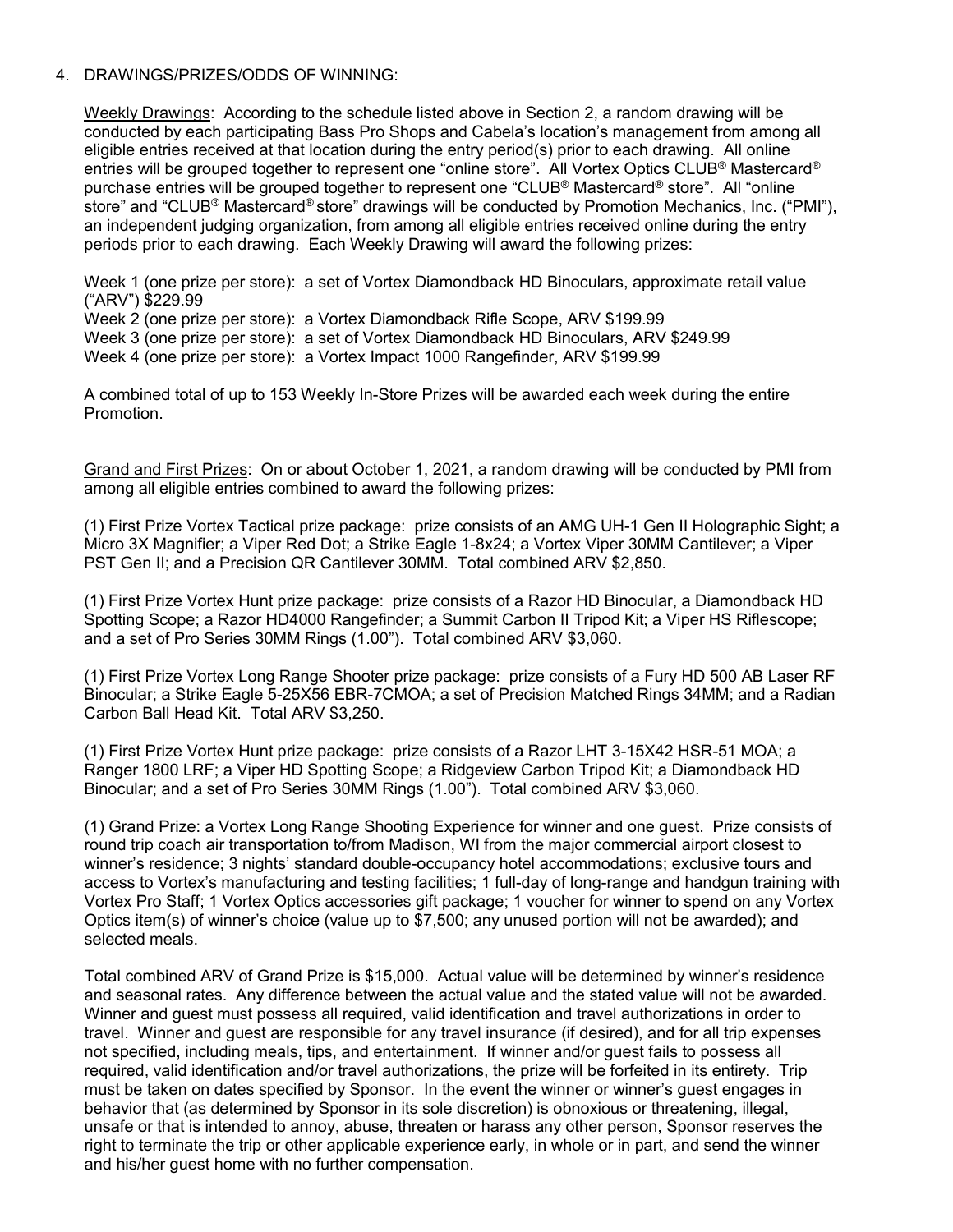4. DRAWINGS/PRIZES/ODDS OF WINNING:

<u>Weekly Drawings</u>: According to the schedule listed above in Section 2, a random drawing will be conducted by each participating Bass Pro Shops and Cabela's location's management from among all eligible entries received at that location during the entry period(s) prior to each drawing. All online entries will be grouped together to represent one "online store". All Vortex Optics CLUB® Mastercard® purchase entries will be grouped together to represent one "CLUB® Mastercard® store". All "online store" and "CLUB® Mastercard® store" drawings will be conducted by Promotion Mechanics, Inc. ("PMI"), an independent judging organization, from among all eligible entries received online during the entry periods prior to each drawing. Each Weekly Drawing will award the following prizes:

Week 1 (one prize per store): a set of Vortex Diamondback HD Binoculars, approximate retail value ("ARV") $229.99
Week 2 (one prize per store): a Vortex Diamondback Rifle Scope, ARV $199.99
Week 3 (one prize per store): a set of Vortex Diamondback HD Binoculars, ARV $249.99
Week 4 (one prize per store): a Vortex Impact 1000 Rangefinder, ARV $199.99

A combined total of up to 153 Weekly In-Store Prizes will be awarded each week during the entire Promotion.

<u>Grand and First Prizes</u>: On or about October 1, 2021, a random drawing will be conducted by PMI from among all eligible entries combined to award the following prizes:

(1) First Prize Vortex Tactical prize package: prize consists of an AMG UH-1 Gen II Holographic Sight; a Micro 3X Magnifier; a Viper Red Dot; a Strike Eagle 1-8x24; a Vortex Viper 30MM Cantilever; a Viper PST Gen II; and a Precision QR Cantilever 30MM. Total combined ARV $2,850.

(1) First Prize Vortex Hunt prize package: prize consists of a Razor HD Binocular, a Diamondback HD Spotting Scope; a Razor HD4000 Rangefinder; a Summit Carbon II Tripod Kit; a Viper HS Riflescope; and a set of Pro Series 30MM Rings (1.00"). Total combined ARV $3,060.

(1) First Prize Vortex Long Range Shooter prize package: prize consists of a Fury HD 500 AB Laser RF Binocular; a Strike Eagle 5-25X56 EBR-7CMOA; a set of Precision Matched Rings 34MM; and a Radian Carbon Ball Head Kit. Total ARV $3,250.

(1) First Prize Vortex Hunt prize package: prize consists of a Razor LHT 3-15X42 HSR-51 MOA; a Ranger 1800 LRF; a Viper HD Spotting Scope; a Ridgeview Carbon Tripod Kit; a Diamondback HD Binocular; and a set of Pro Series 30MM Rings (1.00"). Total combined ARV $3,060.

(1) Grand Prize: a Vortex Long Range Shooting Experience for winner and one guest. Prize consists of round trip coach air transportation to/from Madison, WI from the major commercial airport closest to winner's residence; 3 nights' standard double-occupancy hotel accommodations; exclusive tours and access to Vortex's manufacturing and testing facilities; 1 full-day of long-range and handgun training with Vortex Pro Staff; 1 Vortex Optics accessories gift package; 1 voucher for winner to spend on any Vortex Optics item(s) of winner's choice (value up to $7,500; any unused portion will not be awarded); and selected meals.

Total combined ARV of Grand Prize is $15,000. Actual value will be determined by winner's residence and seasonal rates. Any difference between the actual value and the stated value will not be awarded. Winner and guest must possess all required, valid identification and travel authorizations in order to travel. Winner and guest are responsible for any travel insurance (if desired), and for all trip expenses not specified, including meals, tips, and entertainment. If winner and/or guest fails to possess all required, valid identification and/or travel authorizations, the prize will be forfeited in its entirety. Trip must be taken on dates specified by Sponsor. In the event the winner or winner's guest engages in behavior that (as determined by Sponsor in its sole discretion) is obnoxious or threatening, illegal, unsafe or that is intended to annoy, abuse, threaten or harass any other person, Sponsor reserves the right to terminate the trip or other applicable experience early, in whole or in part, and send the winner and his/her guest home with no further compensation.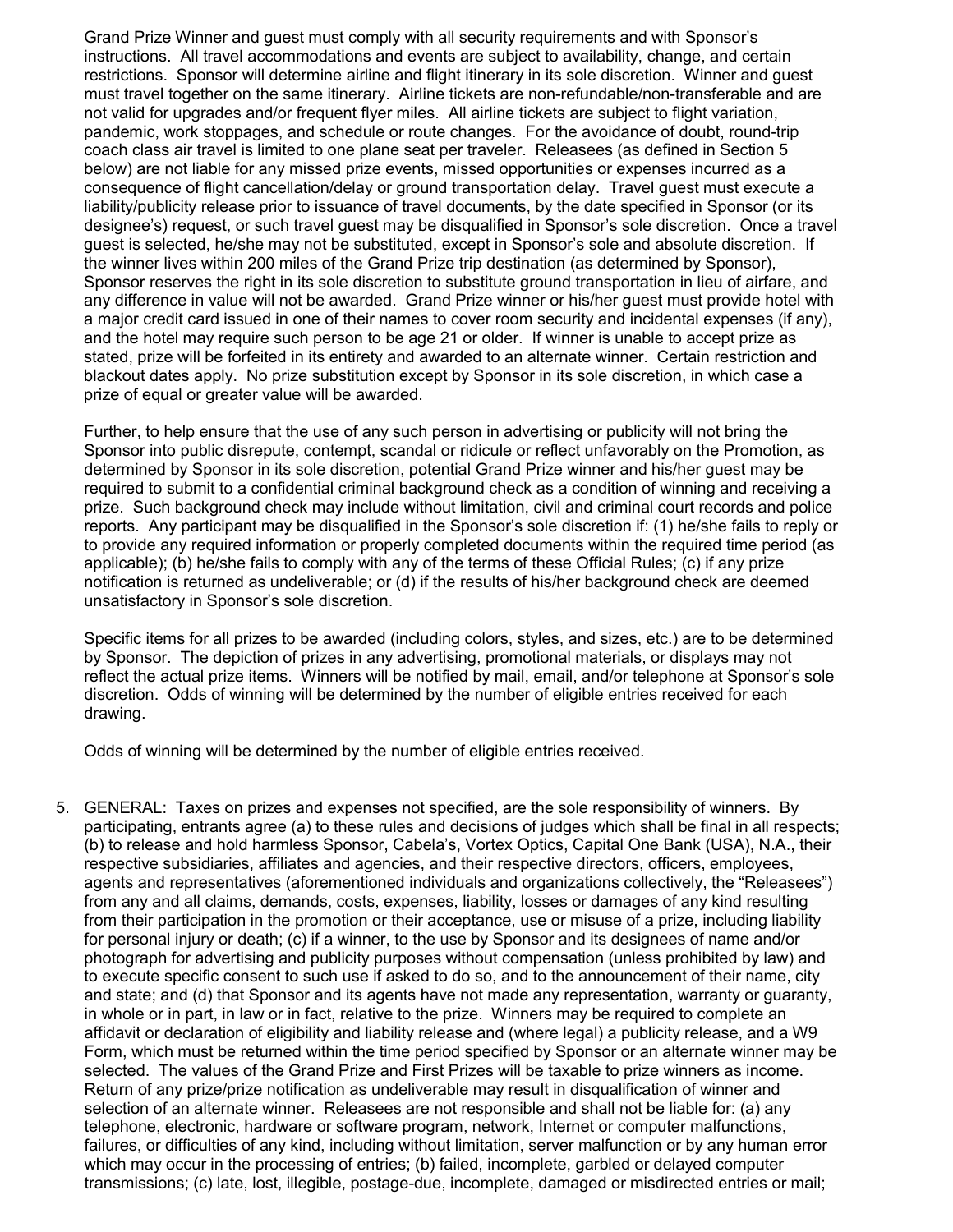Grand Prize Winner and guest must comply with all security requirements and with Sponsor's instructions. All travel accommodations and events are subject to availability, change, and certain restrictions. Sponsor will determine airline and flight itinerary in its sole discretion. Winner and guest must travel together on the same itinerary. Airline tickets are non-refundable/non-transferable and are not valid for upgrades and/or frequent flyer miles. All airline tickets are subject to flight variation, pandemic, work stoppages, and schedule or route changes. For the avoidance of doubt, round-trip coach class air travel is limited to one plane seat per traveler. Releasees (as defined in Section 5 below) are not liable for any missed prize events, missed opportunities or expenses incurred as a consequence of flight cancellation/delay or ground transportation delay. Travel guest must execute a liability/publicity release prior to issuance of travel documents, by the date specified in Sponsor (or its designee's) request, or such travel guest may be disqualified in Sponsor's sole discretion. Once a travel guest is selected, he/she may not be substituted, except in Sponsor's sole and absolute discretion. If the winner lives within 200 miles of the Grand Prize trip destination (as determined by Sponsor), Sponsor reserves the right in its sole discretion to substitute ground transportation in lieu of airfare, and any difference in value will not be awarded. Grand Prize winner or his/her guest must provide hotel with a major credit card issued in one of their names to cover room security and incidental expenses (if any), and the hotel may require such person to be age 21 or older. If winner is unable to accept prize as stated, prize will be forfeited in its entirety and awarded to an alternate winner. Certain restriction and blackout dates apply. No prize substitution except by Sponsor in its sole discretion, in which case a prize of equal or greater value will be awarded.

Further, to help ensure that the use of any such person in advertising or publicity will not bring the Sponsor into public disrepute, contempt, scandal or ridicule or reflect unfavorably on the Promotion, as determined by Sponsor in its sole discretion, potential Grand Prize winner and his/her guest may be required to submit to a confidential criminal background check as a condition of winning and receiving a prize. Such background check may include without limitation, civil and criminal court records and police reports. Any participant may be disqualified in the Sponsor's sole discretion if: (1) he/she fails to reply or to provide any required information or properly completed documents within the required time period (as applicable); (b) he/she fails to comply with any of the terms of these Official Rules; (c) if any prize notification is returned as undeliverable; or (d) if the results of his/her background check are deemed unsatisfactory in Sponsor's sole discretion.

Specific items for all prizes to be awarded (including colors, styles, and sizes, etc.) are to be determined by Sponsor. The depiction of prizes in any advertising, promotional materials, or displays may not reflect the actual prize items. Winners will be notified by mail, email, and/or telephone at Sponsor's sole discretion. Odds of winning will be determined by the number of eligible entries received for each drawing.

Odds of winning will be determined by the number of eligible entries received.

5. GENERAL: Taxes on prizes and expenses not specified, are the sole responsibility of winners. By participating, entrants agree (a) to these rules and decisions of judges which shall be final in all respects; (b) to release and hold harmless Sponsor, Cabela's, Vortex Optics, Capital One Bank (USA), N.A., their respective subsidiaries, affiliates and agencies, and their respective directors, officers, employees, agents and representatives (aforementioned individuals and organizations collectively, the "Releasees") from any and all claims, demands, costs, expenses, liability, losses or damages of any kind resulting from their participation in the promotion or their acceptance, use or misuse of a prize, including liability for personal injury or death; (c) if a winner, to the use by Sponsor and its designees of name and/or photograph for advertising and publicity purposes without compensation (unless prohibited by law) and to execute specific consent to such use if asked to do so, and to the announcement of their name, city and state; and (d) that Sponsor and its agents have not made any representation, warranty or guaranty, in whole or in part, in law or in fact, relative to the prize. Winners may be required to complete an affidavit or declaration of eligibility and liability release and (where legal) a publicity release, and a W9 Form, which must be returned within the time period specified by Sponsor or an alternate winner may be selected. The values of the Grand Prize and First Prizes will be taxable to prize winners as income. Return of any prize/prize notification as undeliverable may result in disqualification of winner and selection of an alternate winner. Releasees are not responsible and shall not be liable for: (a) any telephone, electronic, hardware or software program, network, Internet or computer malfunctions, failures, or difficulties of any kind, including without limitation, server malfunction or by any human error which may occur in the processing of entries; (b) failed, incomplete, garbled or delayed computer transmissions; (c) late, lost, illegible, postage-due, incomplete, damaged or misdirected entries or mail;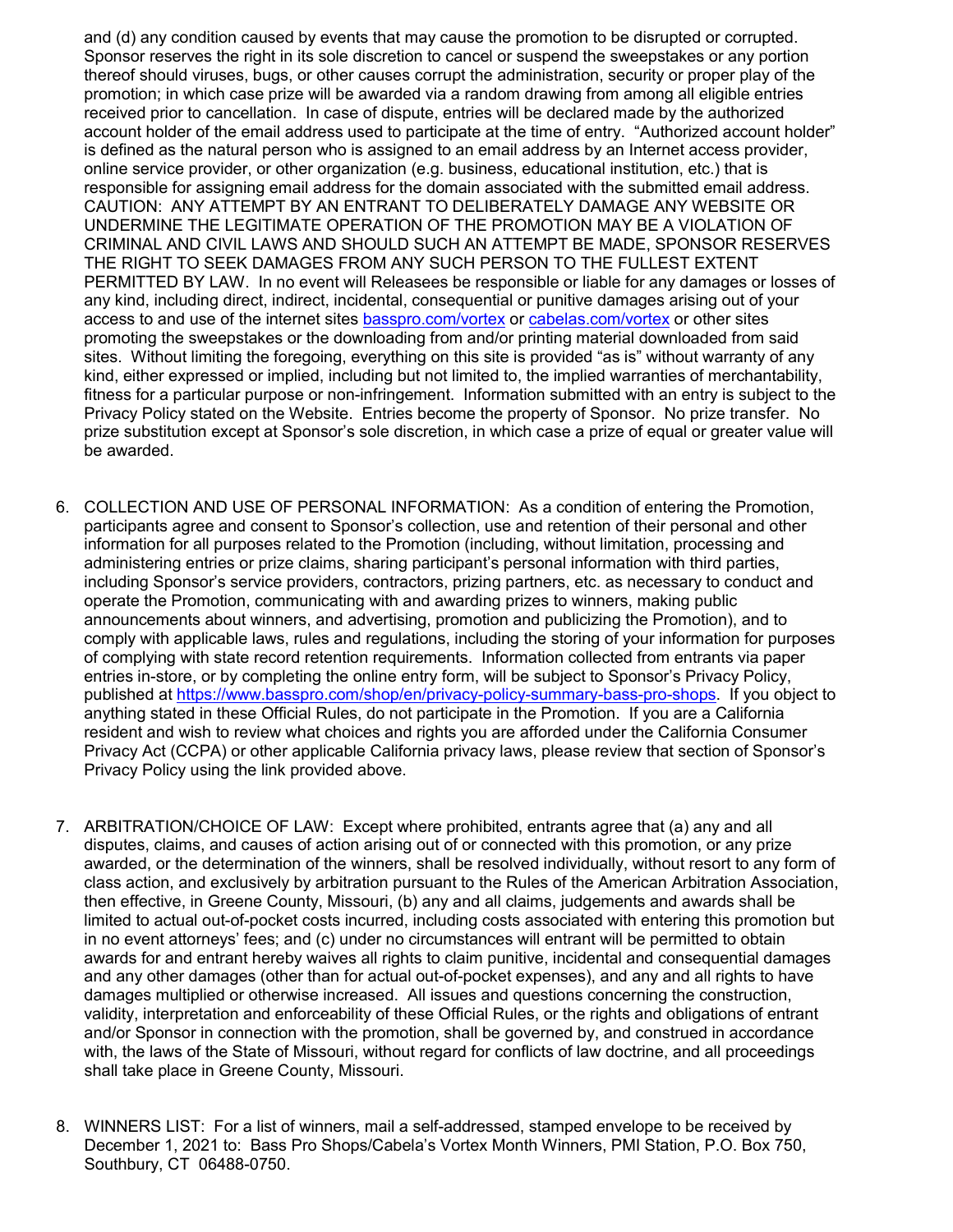and (d) any condition caused by events that may cause the promotion to be disrupted or corrupted. Sponsor reserves the right in its sole discretion to cancel or suspend the sweepstakes or any portion thereof should viruses, bugs, or other causes corrupt the administration, security or proper play of the promotion; in which case prize will be awarded via a random drawing from among all eligible entries received prior to cancellation. In case of dispute, entries will be declared made by the authorized account holder of the email address used to participate at the time of entry. "Authorized account holder" is defined as the natural person who is assigned to an email address by an Internet access provider, online service provider, or other organization (e.g. business, educational institution, etc.) that is responsible for assigning email address for the domain associated with the submitted email address. CAUTION: ANY ATTEMPT BY AN ENTRANT TO DELIBERATELY DAMAGE ANY WEBSITE OR UNDERMINE THE LEGITIMATE OPERATION OF THE PROMOTION MAY BE A VIOLATION OF CRIMINAL AND CIVIL LAWS AND SHOULD SUCH AN ATTEMPT BE MADE, SPONSOR RESERVES THE RIGHT TO SEEK DAMAGES FROM ANY SUCH PERSON TO THE FULLEST EXTENT PERMITTED BY LAW. In no event will Releasees be responsible or liable for any damages or losses of any kind, including direct, indirect, incidental, consequential or punitive damages arising out of your access to and use of the internet sites basspro.com/vortex or cabelas.com/vortex or other sites promoting the sweepstakes or the downloading from and/or printing material downloaded from said sites. Without limiting the foregoing, everything on this site is provided "as is" without warranty of any kind, either expressed or implied, including but not limited to, the implied warranties of merchantability, fitness for a particular purpose or non-infringement. Information submitted with an entry is subject to the Privacy Policy stated on the Website. Entries become the property of Sponsor. No prize transfer. No prize substitution except at Sponsor's sole discretion, in which case a prize of equal or greater value will be awarded.

6. COLLECTION AND USE OF PERSONAL INFORMATION: As a condition of entering the Promotion, participants agree and consent to Sponsor's collection, use and retention of their personal and other information for all purposes related to the Promotion (including, without limitation, processing and administering entries or prize claims, sharing participant's personal information with third parties, including Sponsor's service providers, contractors, prizing partners, etc. as necessary to conduct and operate the Promotion, communicating with and awarding prizes to winners, making public announcements about winners, and advertising, promotion and publicizing the Promotion), and to comply with applicable laws, rules and regulations, including the storing of your information for purposes of complying with state record retention requirements. Information collected from entrants via paper entries in-store, or by completing the online entry form, will be subject to Sponsor's Privacy Policy, published at https://www.basspro.com/shop/en/privacy-policy-summary-bass-pro-shops. If you object to anything stated in these Official Rules, do not participate in the Promotion. If you are a California resident and wish to review what choices and rights you are afforded under the California Consumer Privacy Act (CCPA) or other applicable California privacy laws, please review that section of Sponsor's Privacy Policy using the link provided above.

7. ARBITRATION/CHOICE OF LAW: Except where prohibited, entrants agree that (a) any and all disputes, claims, and causes of action arising out of or connected with this promotion, or any prize awarded, or the determination of the winners, shall be resolved individually, without resort to any form of class action, and exclusively by arbitration pursuant to the Rules of the American Arbitration Association, then effective, in Greene County, Missouri, (b) any and all claims, judgements and awards shall be limited to actual out-of-pocket costs incurred, including costs associated with entering this promotion but in no event attorneys' fees; and (c) under no circumstances will entrant will be permitted to obtain awards for and entrant hereby waives all rights to claim punitive, incidental and consequential damages and any other damages (other than for actual out-of-pocket expenses), and any and all rights to have damages multiplied or otherwise increased. All issues and questions concerning the construction, validity, interpretation and enforceability of these Official Rules, or the rights and obligations of entrant and/or Sponsor in connection with the promotion, shall be governed by, and construed in accordance with, the laws of the State of Missouri, without regard for conflicts of law doctrine, and all proceedings shall take place in Greene County, Missouri.

8. WINNERS LIST: For a list of winners, mail a self-addressed, stamped envelope to be received by December 1, 2021 to: Bass Pro Shops/Cabela's Vortex Month Winners, PMI Station, P.O. Box 750, Southbury, CT 06488-0750.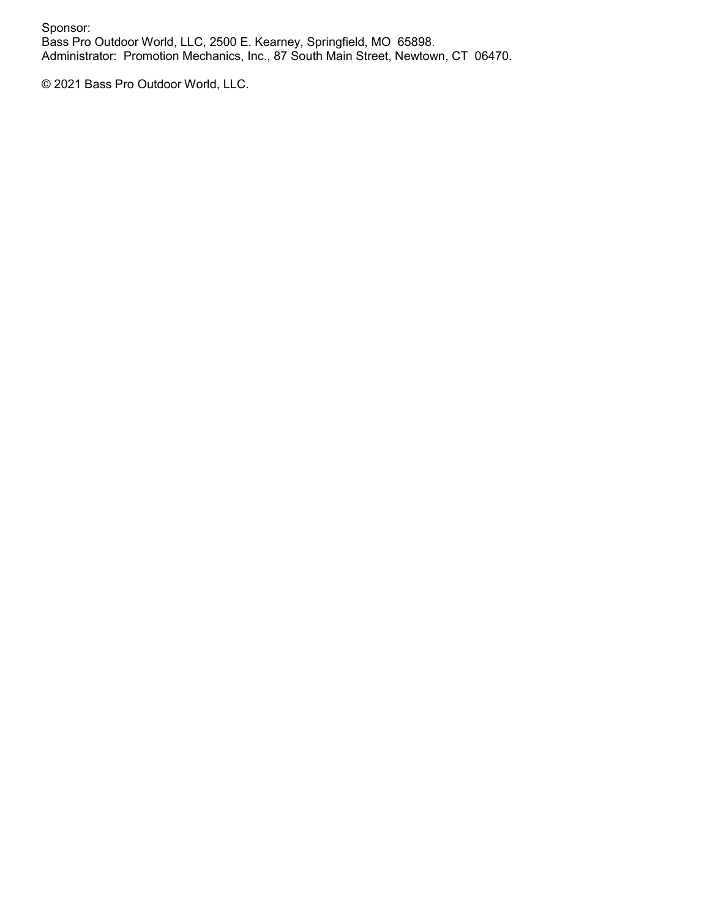Sponsor:
Bass Pro Outdoor World, LLC, 2500 E. Kearney, Springfield, MO  65898.
Administrator:  Promotion Mechanics, Inc., 87 South Main Street, Newtown, CT  06470.

© 2021 Bass Pro Outdoor World, LLC.